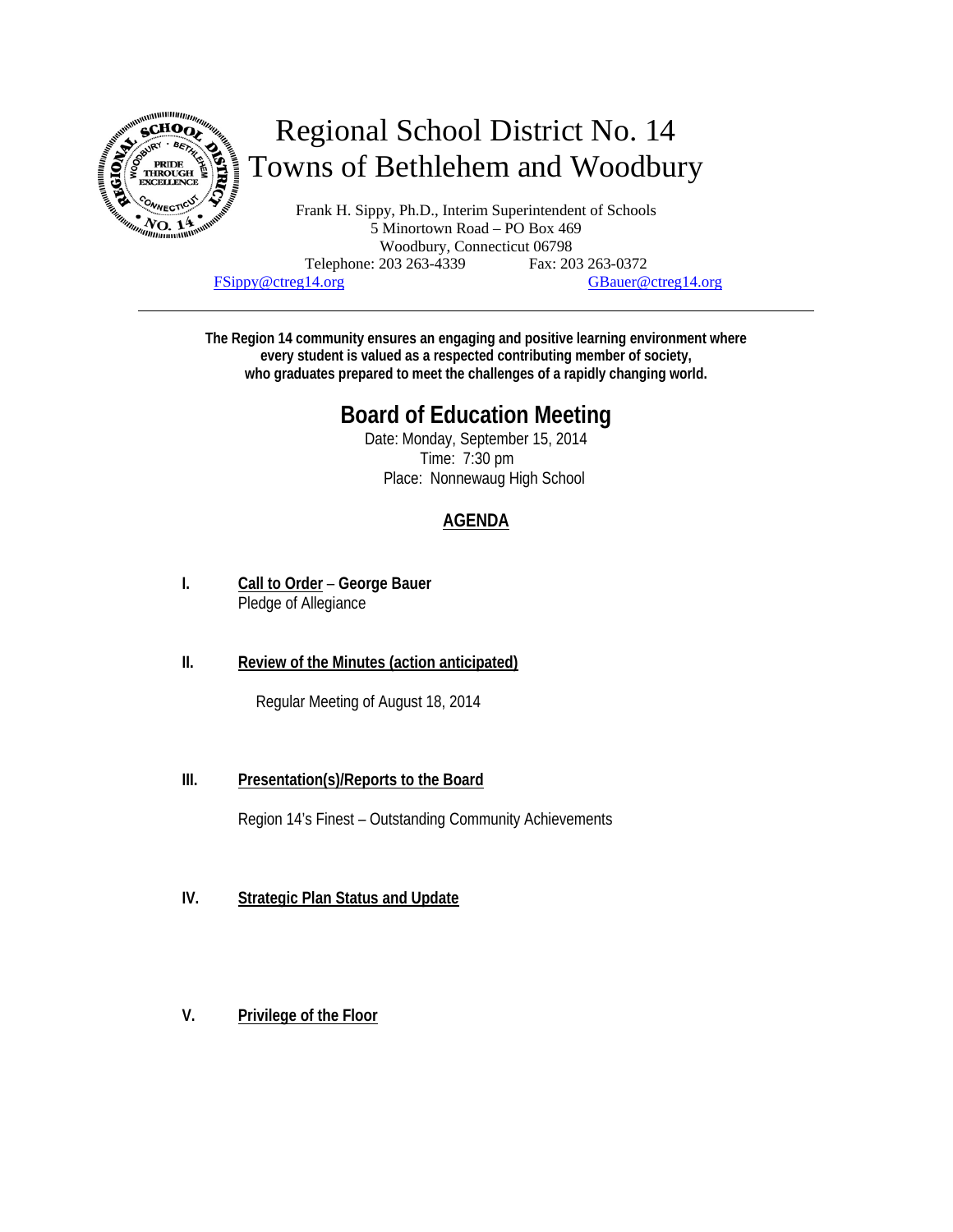# Regional School District No. 14
# Towns of Bethlehem and Woodbury

Frank H. Sippy, Ph.D., Interim Superintendent of Schools
5 Minortown Road – PO Box 469
Woodbury, Connecticut 06798
Telephone: 203 263-4339 Fax: 203 263-0372
FSippy@ctreg14.org GBauer@ctreg14.org

---

**The Region 14 community ensures an engaging and positive learning environment where every student is valued as a respected contributing member of society, who graduates prepared to meet the challenges of a rapidly changing world.**

## Board of Education Meeting

Date: Monday, September 15, 2014
Time: 7:30 pm
Place: Nonnewaug High School

### AGENDA

**I.** **Call to Order** – **George Bauer**
Pledge of Allegiance

**II.** **Review of the Minutes (action anticipated)**

Regular Meeting of August 18, 2014

**III.** **Presentation(s)/Reports to the Board**

Region 14's Finest – Outstanding Community Achievements

**IV.** **Strategic Plan Status and Update**

**V.** **Privilege of the Floor**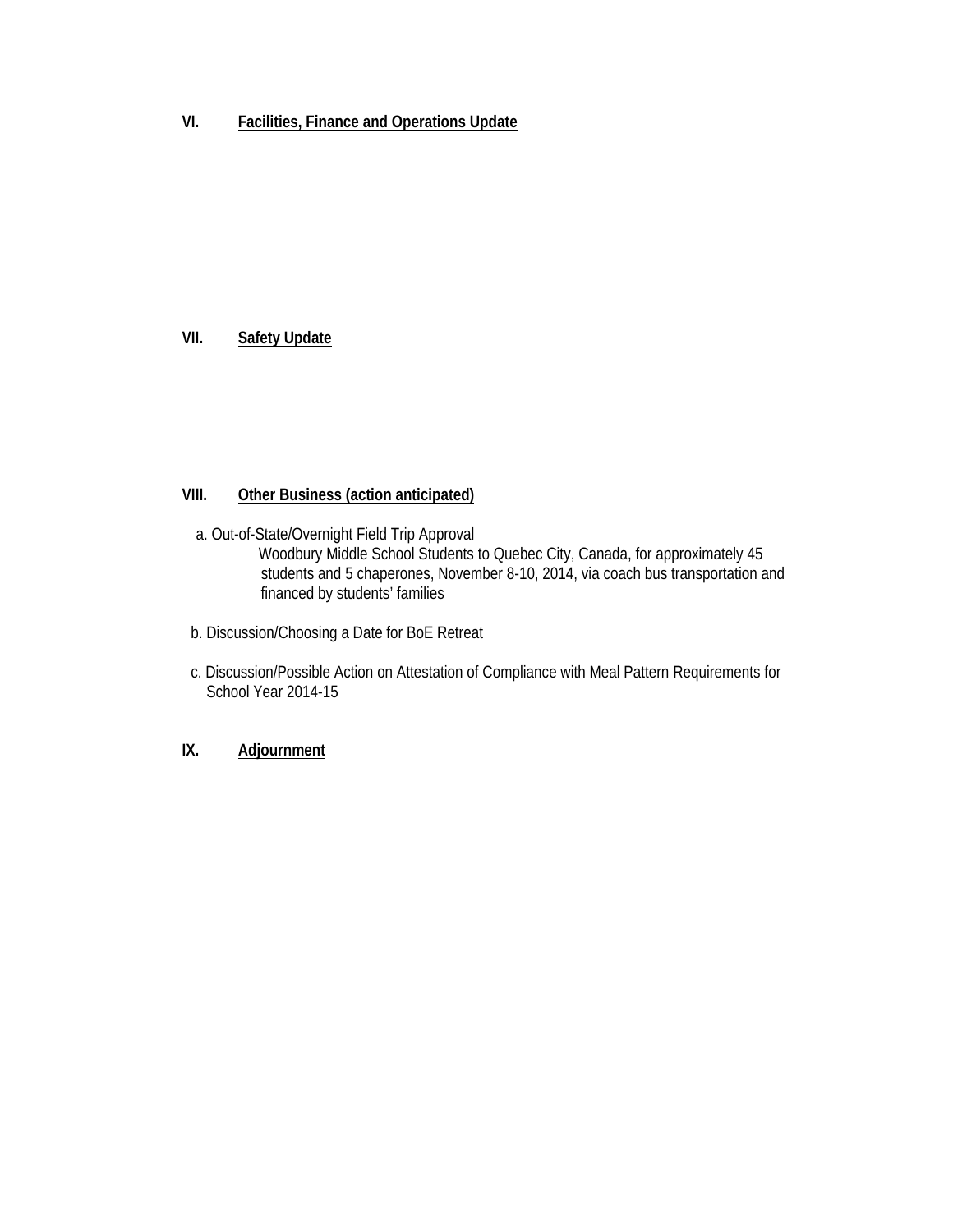**VI. Facilities, Finance and Operations Update**

**VII. Safety Update**

**VIII. Other Business (action anticipated)**

a. Out-of-State/Overnight Field Trip Approval
   Woodbury Middle School Students to Quebec City, Canada, for approximately 45 students and 5 chaperones, November 8-10, 2014, via coach bus transportation and financed by students' families

b. Discussion/Choosing a Date for BoE Retreat

c. Discussion/Possible Action on Attestation of Compliance with Meal Pattern Requirements for School Year 2014-15

**IX. Adjournment**